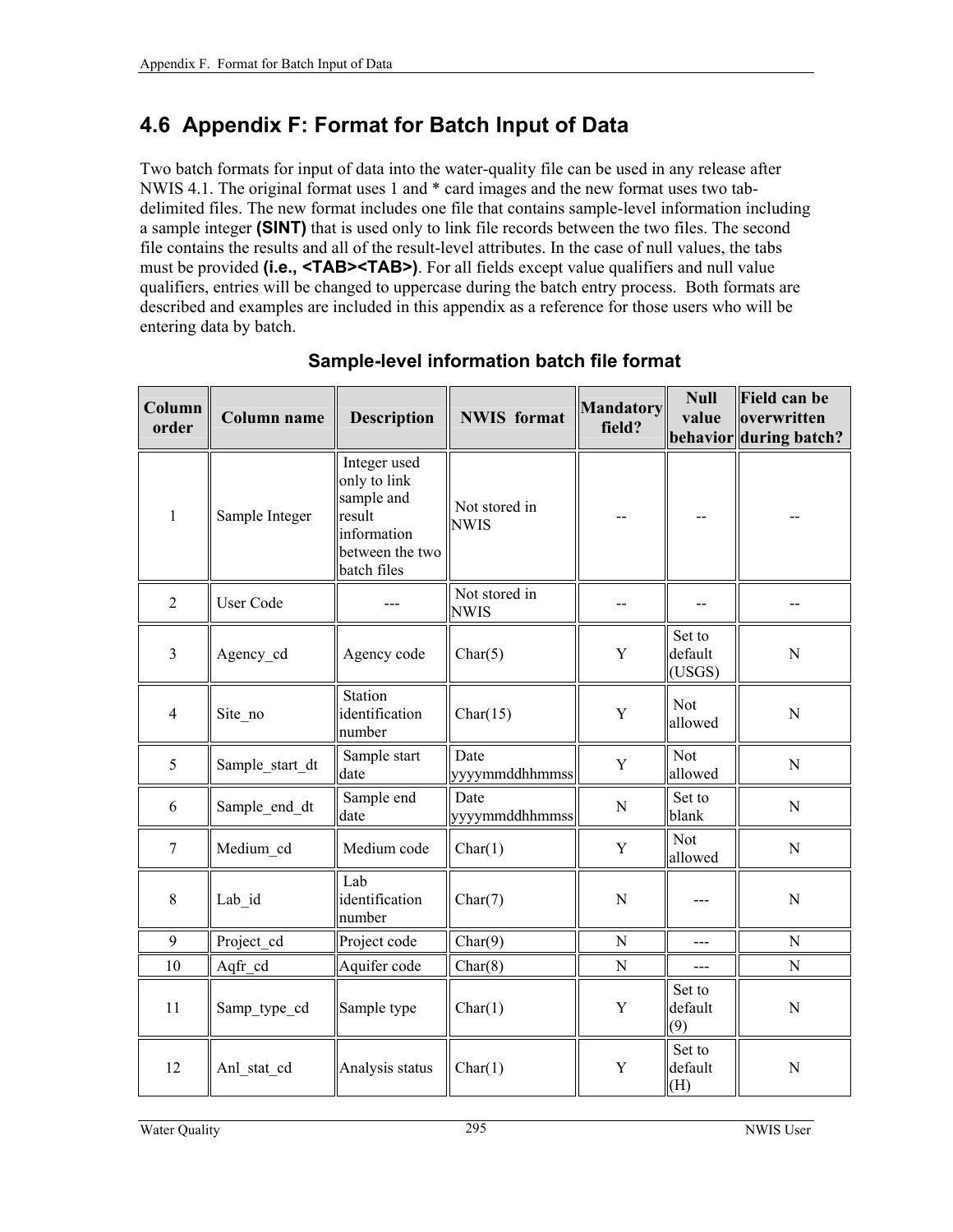## 4.6 Appendix F: Format for Batch Input of Data

Two batch formats for input of data into the water-quality file can be used in any release after NWIS 4.1. The original format uses 1 and * card images and the new format uses two tab-delimited files. The new format includes one file that contains sample-level information including a sample integer **(SINT)** that is used only to link file records between the two files. The second file contains the results and all of the result-level attributes. In the case of null values, the tabs must be provided **(i.e., <TAB><TAB>)**. For all fields except value qualifiers and null value qualifiers, entries will be changed to uppercase during the batch entry process. Both formats are described and examples are included in this appendix as a reference for those users who will be entering data by batch.

### Sample-level information batch file format

| Column order | Column name | Description | NWIS format | Mandatory field? | Null value behavior | Field can be overwritten during batch? |
|---|---|---|---|---|---|---|
| 1 | Sample Integer | Integer used only to link sample and result information between the two batch files | Not stored in NWIS | -- | -- | -- |
| 2 | User Code | --- | Not stored in NWIS | -- | -- | -- |
| 3 | Agency_cd | Agency code | Char(5) | Y | Set to default (USGS) | N |
| 4 | Site_no | Station identification number | Char(15) | Y | Not allowed | N |
| 5 | Sample_start_dt | Sample start date | Date yyyymmddhhmmss | Y | Not allowed | N |
| 6 | Sample_end_dt | Sample end date | Date yyyymmddhhmmss | N | Set to blank | N |
| 7 | Medium_cd | Medium code | Char(1) | Y | Not allowed | N |
| 8 | Lab_id | Lab identification number | Char(7) | N | --- | N |
| 9 | Project_cd | Project code | Char(9) | N | --- | N |
| 10 | Aqfr_cd | Aquifer code | Char(8) | N | --- | N |
| 11 | Samp_type_cd | Sample type | Char(1) | Y | Set to default (9) | N |
| 12 | Anl_stat_cd | Analysis status | Char(1) | Y | Set to default (H) | N |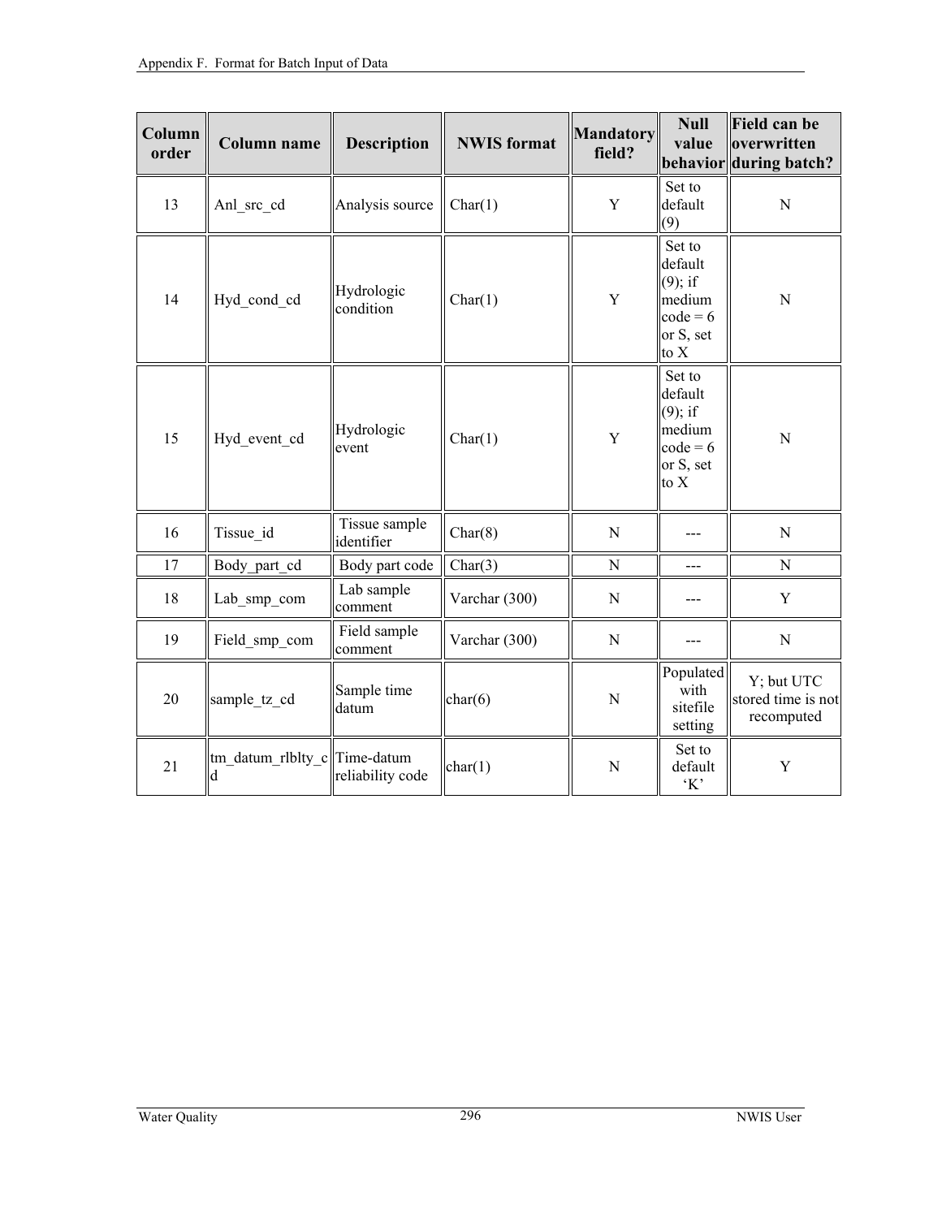| Column order | Column name | Description | NWIS format | Mandatory field? | Null value behavior | Field can be overwritten during batch? |
|---|---|---|---|---|---|---|
| 13 | Anl_src_cd | Analysis source | Char(1) | Y | Set to default (9) | N |
| 14 | Hyd_cond_cd | Hydrologic condition | Char(1) | Y | Set to default (9); if medium code = 6 or S, set to X | N |
| 15 | Hyd_event_cd | Hydrologic event | Char(1) | Y | Set to default (9); if medium code = 6 or S, set to X | N |
| 16 | Tissue_id | Tissue sample identifier | Char(8) | N | --- | N |
| 17 | Body_part_cd | Body part code | Char(3) | N | --- | N |
| 18 | Lab_smp_com | Lab sample comment | Varchar (300) | N | --- | Y |
| 19 | Field_smp_com | Field sample comment | Varchar (300) | N | --- | N |
| 20 | sample_tz_cd | Sample time datum | char(6) | N | Populated with sitefile setting | Y; but UTC stored time is not recomputed |
| 21 | tm_datum_rlblty_cd | Time-datum reliability code | char(1) | N | Set to default 'K' | Y |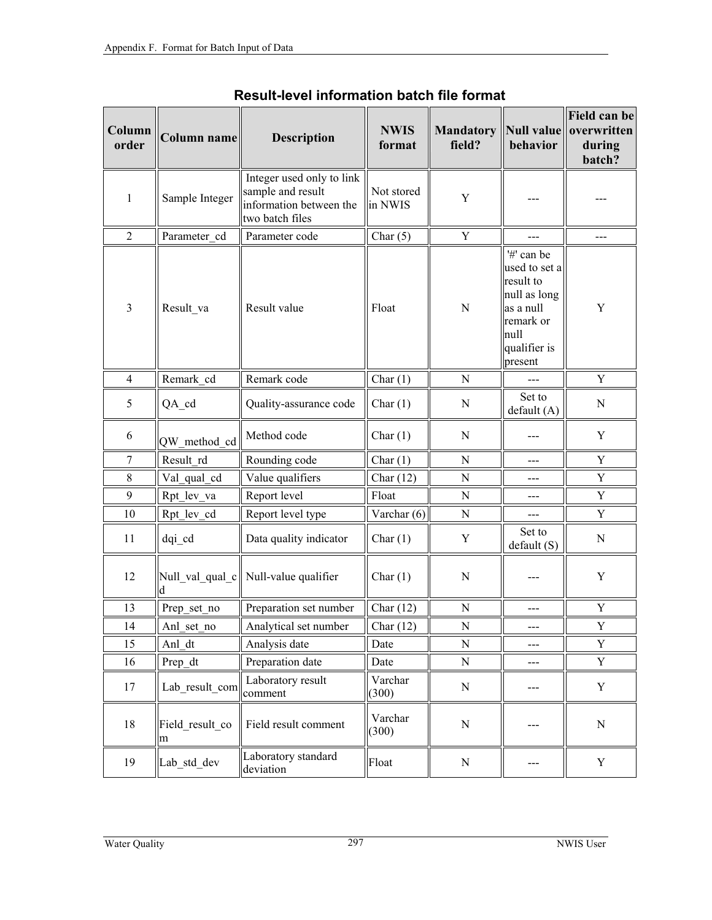## Result-level information batch file format

| Column order | Column name | Description | NWIS format | Mandatory field? | Null value behavior | Field can be overwritten during batch? |
|---|---|---|---|---|---|---|
| 1 | Sample Integer | Integer used only to link sample and result information between the two batch files | Not stored in NWIS | Y | --- | --- |
| 2 | Parameter_cd | Parameter code | Char (5) | Y | --- | --- |
| 3 | Result_va | Result value | Float | N | '#' can be used to set a result to null as long as a null remark or null qualifier is present | Y |
| 4 | Remark_cd | Remark code | Char (1) | N | --- | Y |
| 5 | QA_cd | Quality-assurance code | Char (1) | N | Set to default (A) | N |
| 6 | QW_method_cd | Method code | Char (1) | N | --- | Y |
| 7 | Result_rd | Rounding code | Char (1) | N | --- | Y |
| 8 | Val_qual_cd | Value qualifiers | Char (12) | N | --- | Y |
| 9 | Rpt_lev_va | Report level | Float | N | --- | Y |
| 10 | Rpt_lev_cd | Report level type | Varchar (6) | N | --- | Y |
| 11 | dqi_cd | Data quality indicator | Char (1) | Y | Set to default (S) | N |
| 12 | Null_val_qual_cd | Null-value qualifier | Char (1) | N | --- | Y |
| 13 | Prep_set_no | Preparation set number | Char (12) | N | --- | Y |
| 14 | Anl_set_no | Analytical set number | Char (12) | N | --- | Y |
| 15 | Anl_dt | Analysis date | Date | N | --- | Y |
| 16 | Prep_dt | Preparation date | Date | N | --- | Y |
| 17 | Lab_result_com | Laboratory result comment | Varchar (300) | N | --- | Y |
| 18 | Field_result_com | Field result comment | Varchar (300) | N | --- | N |
| 19 | Lab_std_dev | Laboratory standard deviation | Float | N | --- | Y |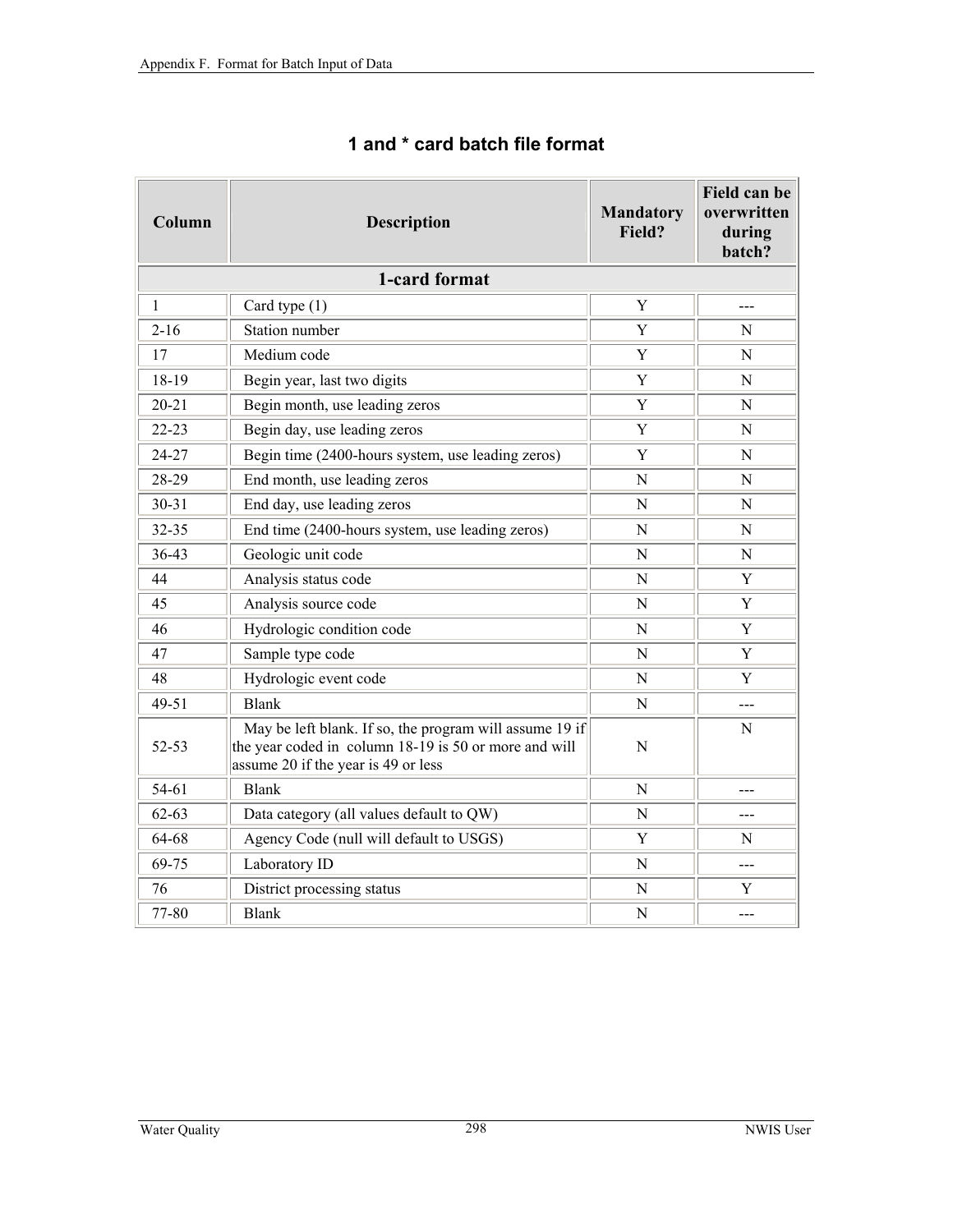# 1 and * card batch file format

| Column | Description | Mandatory Field? | Field can be overwritten during batch? |
|---|---|---|---|
| **1-card format** | | | |
| 1 | Card type (1) | Y | --- |
| 2-16 | Station number | Y | N |
| 17 | Medium code | Y | N |
| 18-19 | Begin year, last two digits | Y | N |
| 20-21 | Begin month, use leading zeros | Y | N |
| 22-23 | Begin day, use leading zeros | Y | N |
| 24-27 | Begin time (2400-hours system, use leading zeros) | Y | N |
| 28-29 | End month, use leading zeros | N | N |
| 30-31 | End day, use leading zeros | N | N |
| 32-35 | End time (2400-hours system, use leading zeros) | N | N |
| 36-43 | Geologic unit code | N | N |
| 44 | Analysis status code | N | Y |
| 45 | Analysis source code | N | Y |
| 46 | Hydrologic condition code | N | Y |
| 47 | Sample type code | N | Y |
| 48 | Hydrologic event code | N | Y |
| 49-51 | Blank | N | --- |
| 52-53 | May be left blank. If so, the program will assume 19 if the year coded in column 18-19 is 50 or more and will assume 20 if the year is 49 or less | N | N |
| 54-61 | Blank | N | --- |
| 62-63 | Data category (all values default to QW) | N | --- |
| 64-68 | Agency Code (null will default to USGS) | Y | N |
| 69-75 | Laboratory ID | N | --- |
| 76 | District processing status | N | Y |
| 77-80 | Blank | N | --- |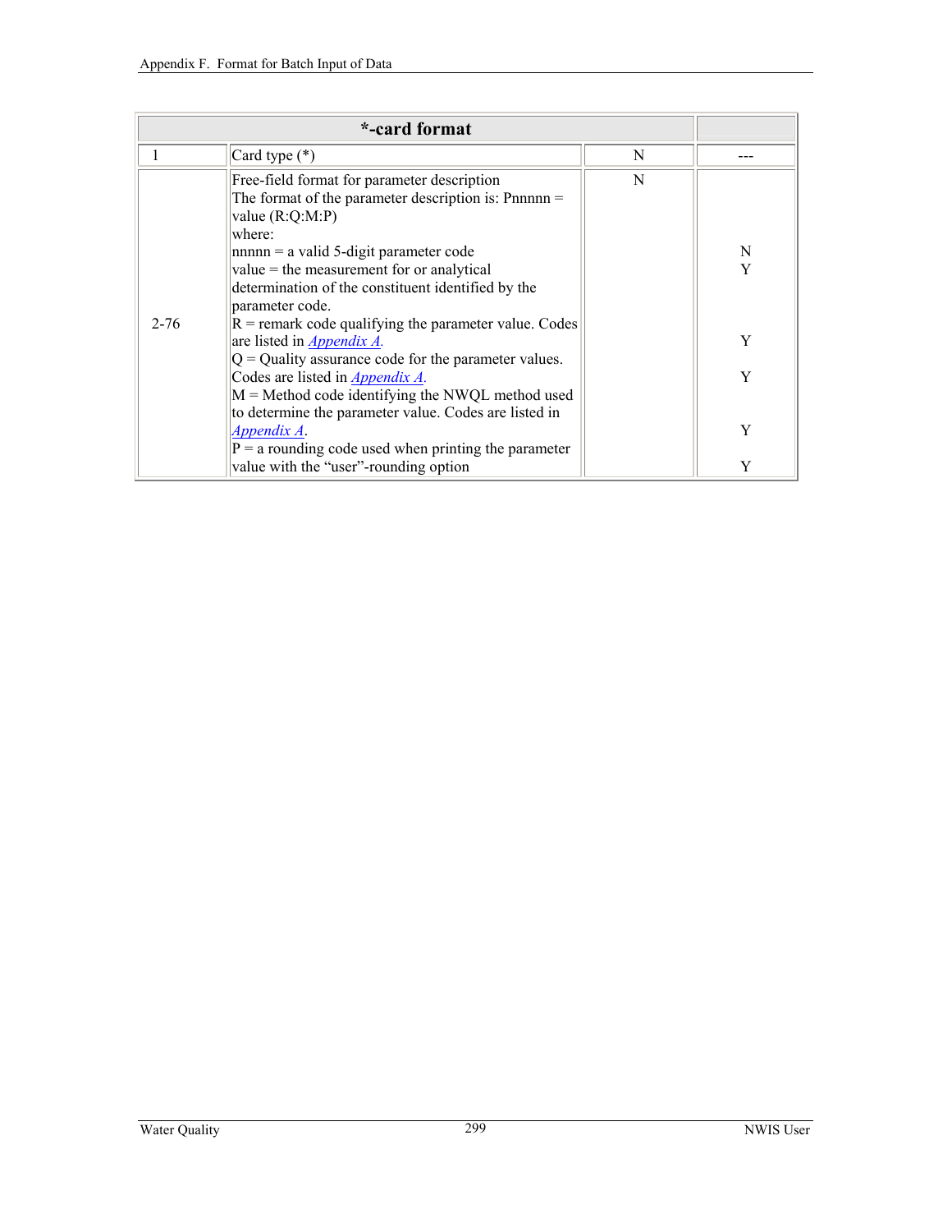| *-card format | | | |
|---|---|---|---|
| 1 | Card type (*) | N | --- |
| 2-76 | Free-field format for parameter description<br>The format of the parameter description is: Pnnnnn = value (R:Q:M:P)<br>where:<br>nnnnn = a valid 5-digit parameter code<br>value = the measurement for or analytical determination of the constituent identified by the parameter code.<br>R = remark code qualifying the parameter value. Codes are listed in *Appendix A*.<br>Q = Quality assurance code for the parameter values. Codes are listed in *Appendix A*.<br>M = Method code identifying the NWQL method used to determine the parameter value. Codes are listed in *Appendix A*.<br>P = a rounding code used when printing the parameter value with the "user"-rounding option | N | <br><br><br><br>N<br>Y<br><br><br>Y<br><br>Y<br><br><br>Y<br><br>Y |